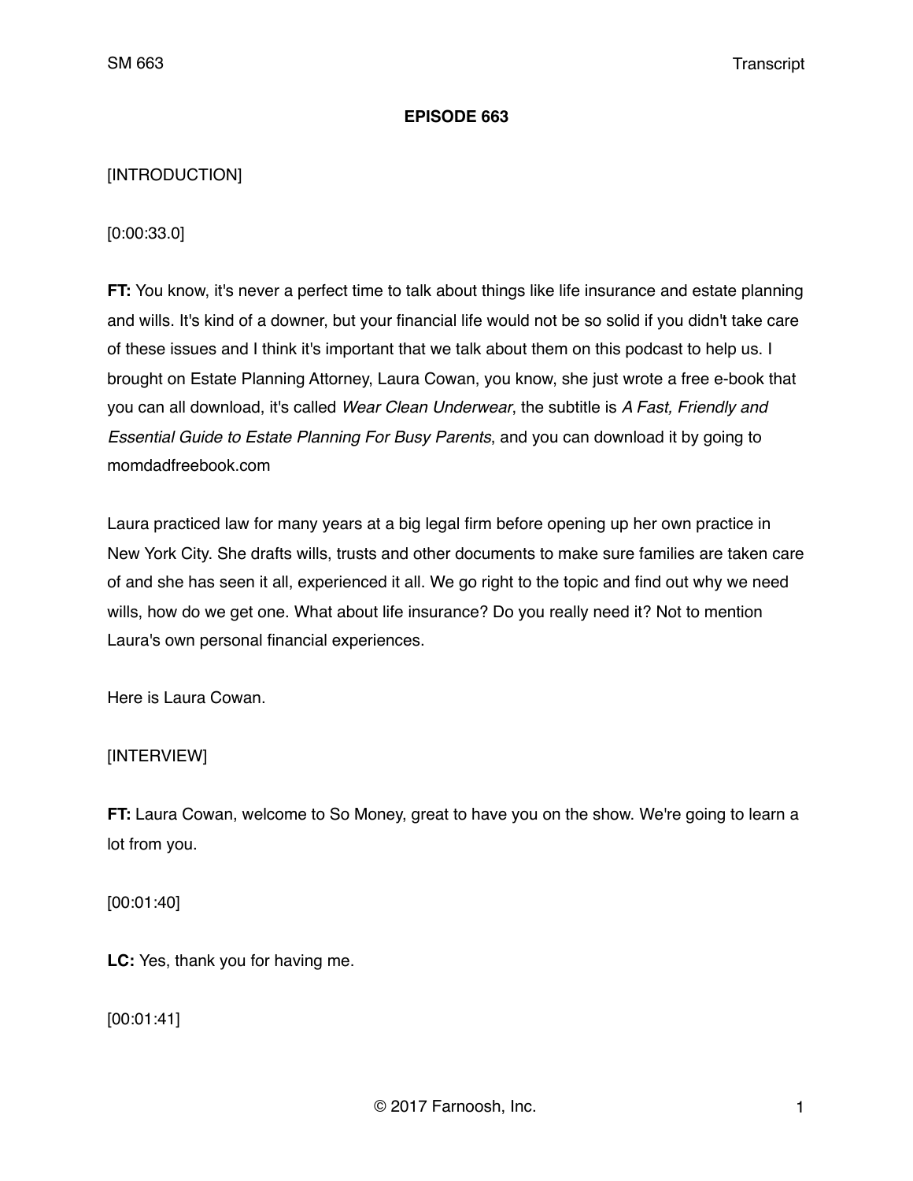**EPISODE 663**

[INTRODUCTION]

[0:00:33.0]

**FT:** You know, it's never a perfect time to talk about things like life insurance and estate planning and wills. It's kind of a downer, but your financial life would not be so solid if you didn't take care of these issues and I think it's important that we talk about them on this podcast to help us. I brought on Estate Planning Attorney, Laura Cowan, you know, she just wrote a free e-book that you can all download, it's called *Wear Clean Underwear*, the subtitle is *A Fast, Friendly and Essential Guide to Estate Planning For Busy Parents*, and you can download it by going to momdadfreebook.com

Laura practiced law for many years at a big legal firm before opening up her own practice in New York City. She drafts wills, trusts and other documents to make sure families are taken care of and she has seen it all, experienced it all. We go right to the topic and find out why we need wills, how do we get one. What about life insurance? Do you really need it? Not to mention Laura's own personal financial experiences.

Here is Laura Cowan.

[INTERVIEW]

**FT:** Laura Cowan, welcome to So Money, great to have you on the show. We're going to learn a lot from you.

[00:01:40]

**LC:** Yes, thank you for having me.

[00:01:41]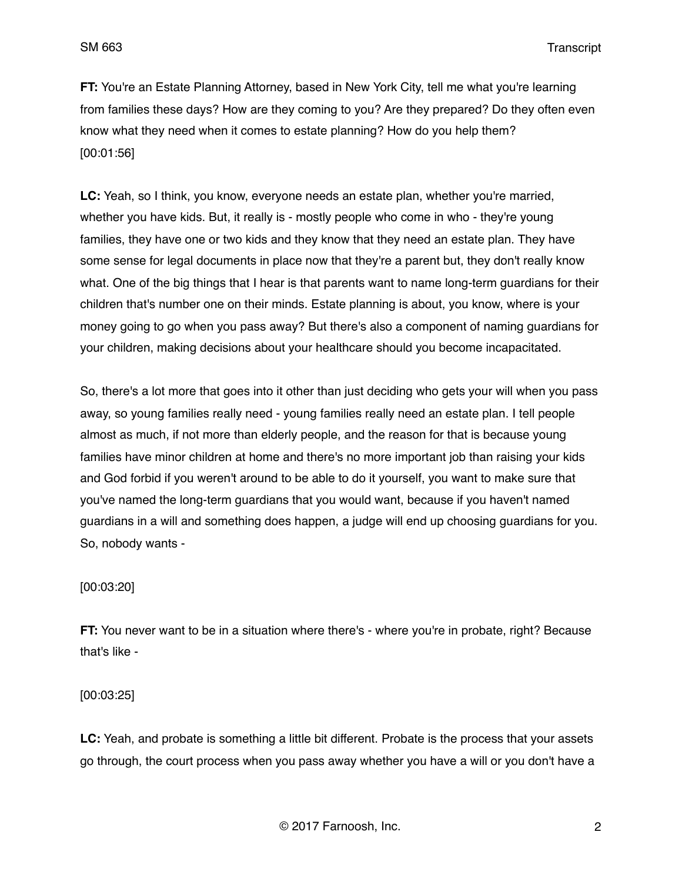**FT:** You're an Estate Planning Attorney, based in New York City, tell me what you're learning from families these days? How are they coming to you? Are they prepared? Do they often even know what they need when it comes to estate planning? How do you help them?
[00:01:56]

**LC:** Yeah, so I think, you know, everyone needs an estate plan, whether you're married, whether you have kids. But, it really is - mostly people who come in who - they're young families, they have one or two kids and they know that they need an estate plan. They have some sense for legal documents in place now that they're a parent but, they don't really know what. One of the big things that I hear is that parents want to name long-term guardians for their children that's number one on their minds. Estate planning is about, you know, where is your money going to go when you pass away? But there's also a component of naming guardians for your children, making decisions about your healthcare should you become incapacitated.

So, there's a lot more that goes into it other than just deciding who gets your will when you pass away, so young families really need - young families really need an estate plan. I tell people almost as much, if not more than elderly people, and the reason for that is because young families have minor children at home and there's no more important job than raising your kids and God forbid if you weren't around to be able to do it yourself, you want to make sure that you've named the long-term guardians that you would want, because if you haven't named guardians in a will and something does happen, a judge will end up choosing guardians for you. So, nobody wants -

[00:03:20]

**FT:** You never want to be in a situation where there's - where you're in probate, right? Because that's like -

[00:03:25]

**LC:** Yeah, and probate is something a little bit different. Probate is the process that your assets go through, the court process when you pass away whether you have a will or you don't have a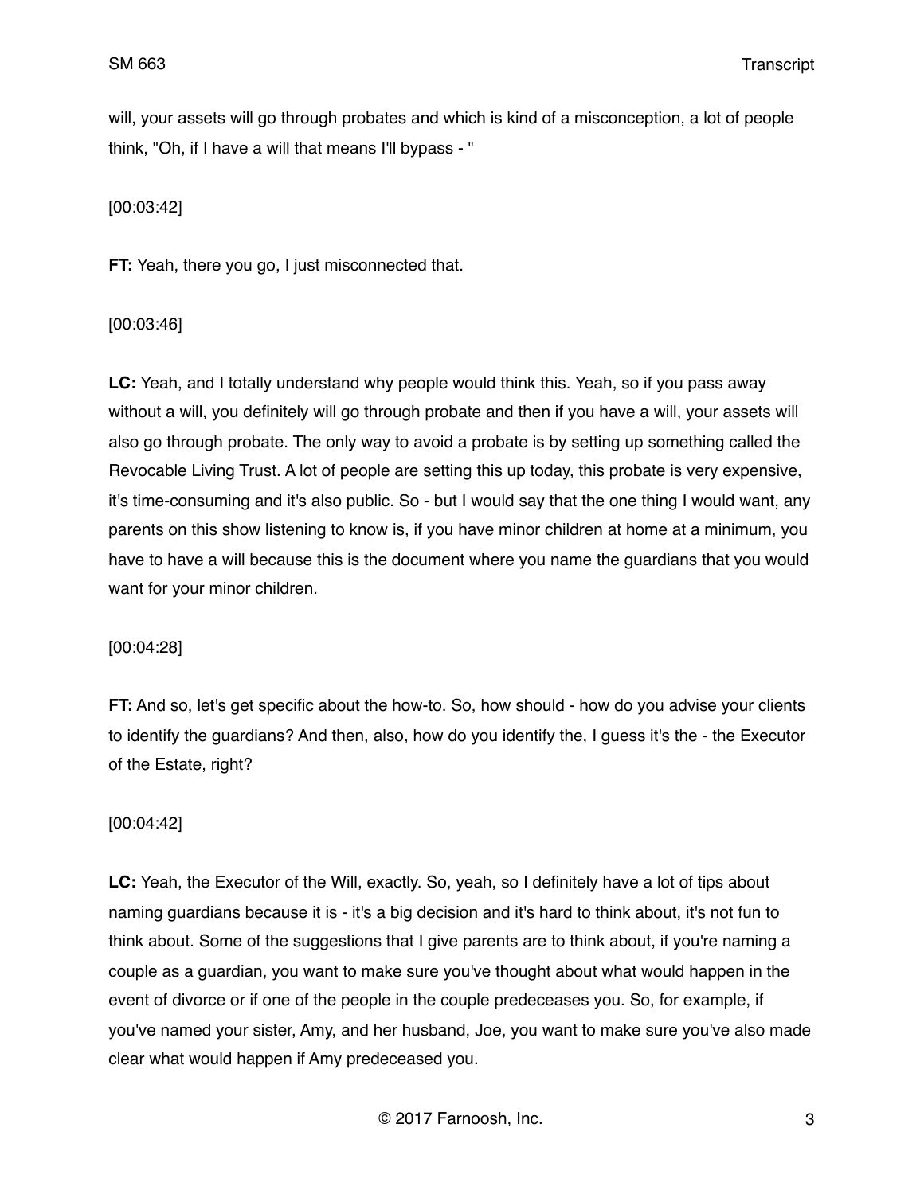will, your assets will go through probates and which is kind of a misconception, a lot of people think, "Oh, if I have a will that means I'll bypass - "

[00:03:42]

**FT:** Yeah, there you go, I just misconnected that.

[00:03:46]

**LC:** Yeah, and I totally understand why people would think this. Yeah, so if you pass away without a will, you definitely will go through probate and then if you have a will, your assets will also go through probate. The only way to avoid a probate is by setting up something called the Revocable Living Trust. A lot of people are setting this up today, this probate is very expensive, it's time-consuming and it's also public. So - but I would say that the one thing I would want, any parents on this show listening to know is, if you have minor children at home at a minimum, you have to have a will because this is the document where you name the guardians that you would want for your minor children.

[00:04:28]

**FT:** And so, let's get specific about the how-to. So, how should - how do you advise your clients to identify the guardians? And then, also, how do you identify the, I guess it's the - the Executor of the Estate, right?

[00:04:42]

**LC:** Yeah, the Executor of the Will, exactly. So, yeah, so I definitely have a lot of tips about naming guardians because it is - it's a big decision and it's hard to think about, it's not fun to think about. Some of the suggestions that I give parents are to think about, if you're naming a couple as a guardian, you want to make sure you've thought about what would happen in the event of divorce or if one of the people in the couple predeceases you. So, for example, if you've named your sister, Amy, and her husband, Joe, you want to make sure you've also made clear what would happen if Amy predeceased you.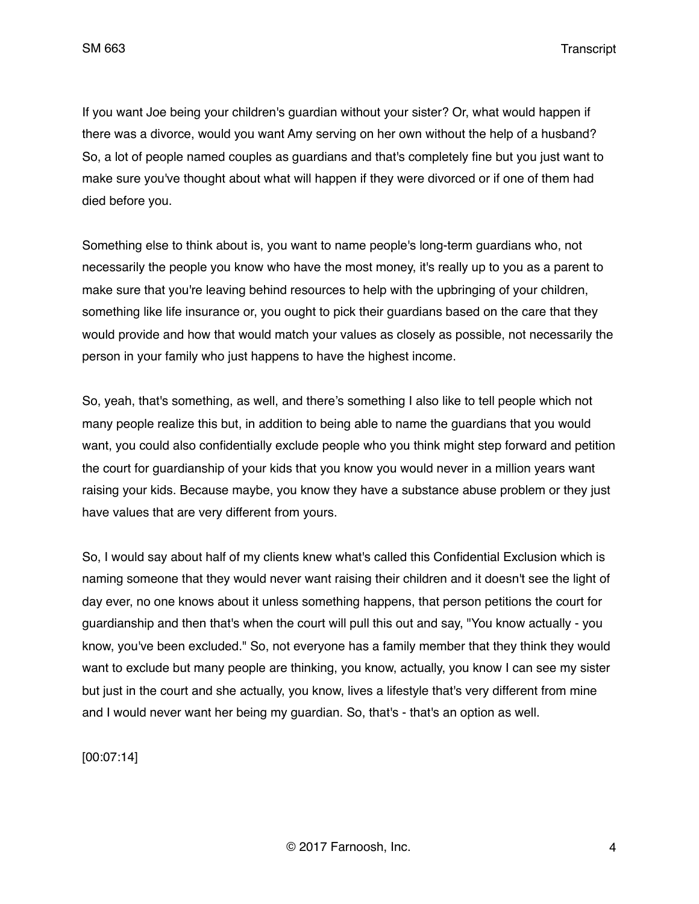If you want Joe being your children's guardian without your sister? Or, what would happen if there was a divorce, would you want Amy serving on her own without the help of a husband? So, a lot of people named couples as guardians and that's completely fine but you just want to make sure you've thought about what will happen if they were divorced or if one of them had died before you.

Something else to think about is, you want to name people's long-term guardians who, not necessarily the people you know who have the most money, it's really up to you as a parent to make sure that you're leaving behind resources to help with the upbringing of your children, something like life insurance or, you ought to pick their guardians based on the care that they would provide and how that would match your values as closely as possible, not necessarily the person in your family who just happens to have the highest income.

So, yeah, that's something, as well, and there's something I also like to tell people which not many people realize this but, in addition to being able to name the guardians that you would want, you could also confidentially exclude people who you think might step forward and petition the court for guardianship of your kids that you know you would never in a million years want raising your kids. Because maybe, you know they have a substance abuse problem or they just have values that are very different from yours.

So, I would say about half of my clients knew what's called this Confidential Exclusion which is naming someone that they would never want raising their children and it doesn't see the light of day ever, no one knows about it unless something happens, that person petitions the court for guardianship and then that's when the court will pull this out and say, "You know actually - you know, you've been excluded." So, not everyone has a family member that they think they would want to exclude but many people are thinking, you know, actually, you know I can see my sister but just in the court and she actually, you know, lives a lifestyle that's very different from mine and I would never want her being my guardian. So, that's - that's an option as well.

[00:07:14]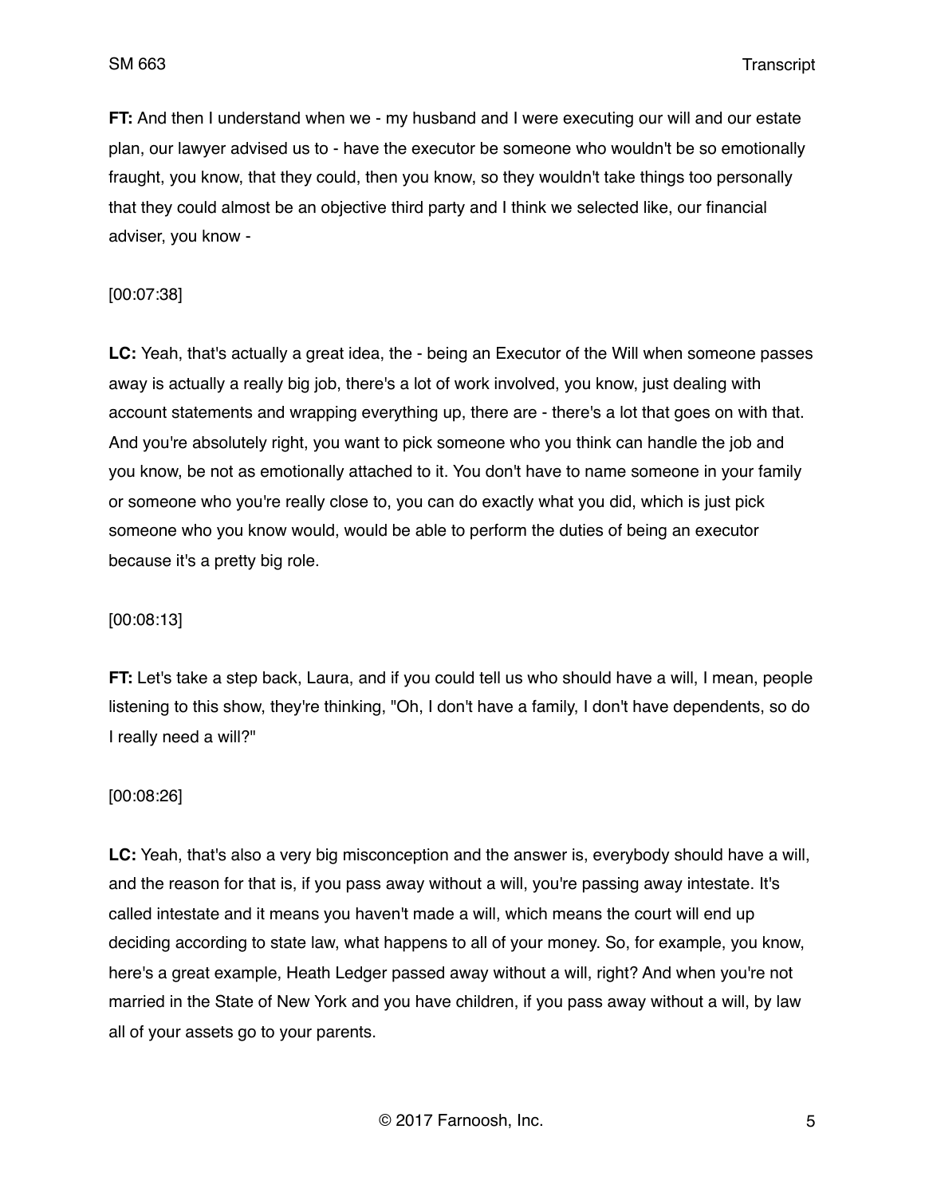**FT:** And then I understand when we - my husband and I were executing our will and our estate plan, our lawyer advised us to - have the executor be someone who wouldn't be so emotionally fraught, you know, that they could, then you know, so they wouldn't take things too personally that they could almost be an objective third party and I think we selected like, our financial adviser, you know -

[00:07:38]

**LC:** Yeah, that's actually a great idea, the - being an Executor of the Will when someone passes away is actually a really big job, there's a lot of work involved, you know, just dealing with account statements and wrapping everything up, there are - there's a lot that goes on with that. And you're absolutely right, you want to pick someone who you think can handle the job and you know, be not as emotionally attached to it. You don't have to name someone in your family or someone who you're really close to, you can do exactly what you did, which is just pick someone who you know would, would be able to perform the duties of being an executor because it's a pretty big role.

[00:08:13]

**FT:** Let's take a step back, Laura, and if you could tell us who should have a will, I mean, people listening to this show, they're thinking, "Oh, I don't have a family, I don't have dependents, so do I really need a will?"

[00:08:26]

**LC:** Yeah, that's also a very big misconception and the answer is, everybody should have a will, and the reason for that is, if you pass away without a will, you're passing away intestate. It's called intestate and it means you haven't made a will, which means the court will end up deciding according to state law, what happens to all of your money. So, for example, you know, here's a great example, Heath Ledger passed away without a will, right? And when you're not married in the State of New York and you have children, if you pass away without a will, by law all of your assets go to your parents.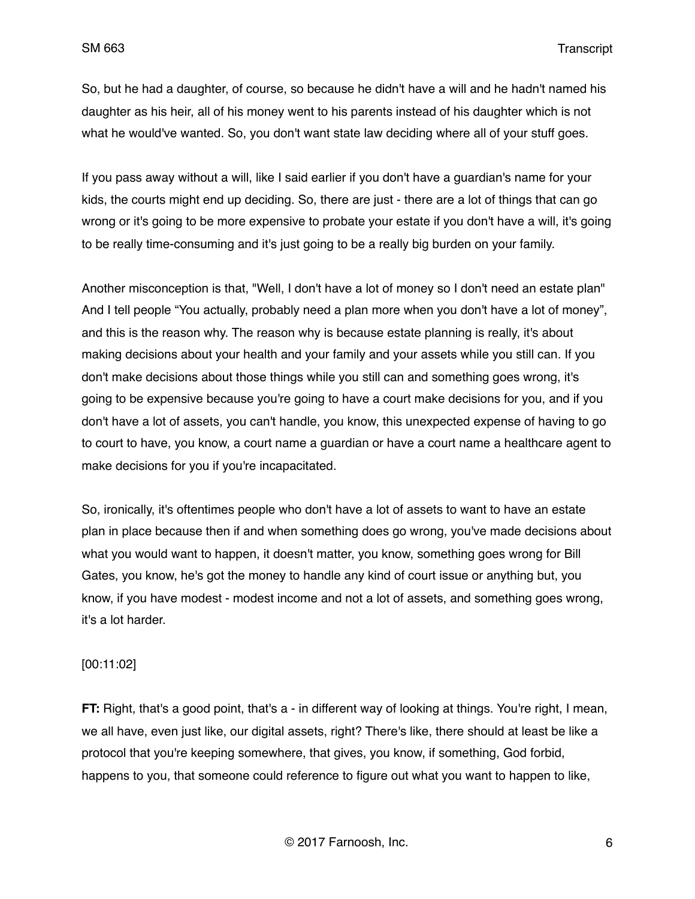So, but he had a daughter, of course, so because he didn't have a will and he hadn't named his daughter as his heir, all of his money went to his parents instead of his daughter which is not what he would've wanted. So, you don't want state law deciding where all of your stuff goes.

If you pass away without a will, like I said earlier if you don't have a guardian's name for your kids, the courts might end up deciding. So, there are just - there are a lot of things that can go wrong or it's going to be more expensive to probate your estate if you don't have a will, it's going to be really time-consuming and it's just going to be a really big burden on your family.

Another misconception is that, "Well, I don't have a lot of money so I don't need an estate plan" And I tell people "You actually, probably need a plan more when you don't have a lot of money", and this is the reason why. The reason why is because estate planning is really, it's about making decisions about your health and your family and your assets while you still can. If you don't make decisions about those things while you still can and something goes wrong, it's going to be expensive because you're going to have a court make decisions for you, and if you don't have a lot of assets, you can't handle, you know, this unexpected expense of having to go to court to have, you know, a court name a guardian or have a court name a healthcare agent to make decisions for you if you're incapacitated.

So, ironically, it's oftentimes people who don't have a lot of assets to want to have an estate plan in place because then if and when something does go wrong, you've made decisions about what you would want to happen, it doesn't matter, you know, something goes wrong for Bill Gates, you know, he's got the money to handle any kind of court issue or anything but, you know, if you have modest - modest income and not a lot of assets, and something goes wrong, it's a lot harder.

[00:11:02]

**FT:** Right, that's a good point, that's a - in different way of looking at things. You're right, I mean, we all have, even just like, our digital assets, right? There's like, there should at least be like a protocol that you're keeping somewhere, that gives, you know, if something, God forbid, happens to you, that someone could reference to figure out what you want to happen to like,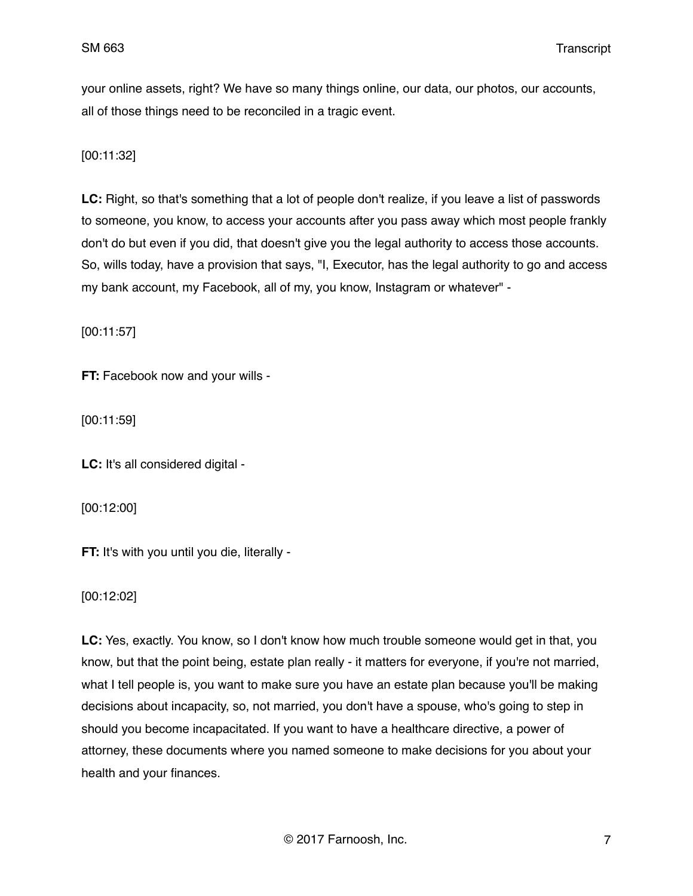your online assets, right? We have so many things online, our data, our photos, our accounts, all of those things need to be reconciled in a tragic event.

[00:11:32]

**LC:** Right, so that's something that a lot of people don't realize, if you leave a list of passwords to someone, you know, to access your accounts after you pass away which most people frankly don't do but even if you did, that doesn't give you the legal authority to access those accounts. So, wills today, have a provision that says, "I, Executor, has the legal authority to go and access my bank account, my Facebook, all of my, you know, Instagram or whatever" -

[00:11:57]

**FT:** Facebook now and your wills -

[00:11:59]

**LC:** It's all considered digital -

[00:12:00]

**FT:** It's with you until you die, literally -

[00:12:02]

**LC:** Yes, exactly. You know, so I don't know how much trouble someone would get in that, you know, but that the point being, estate plan really - it matters for everyone, if you're not married, what I tell people is, you want to make sure you have an estate plan because you'll be making decisions about incapacity, so, not married, you don't have a spouse, who's going to step in should you become incapacitated. If you want to have a healthcare directive, a power of attorney, these documents where you named someone to make decisions for you about your health and your finances.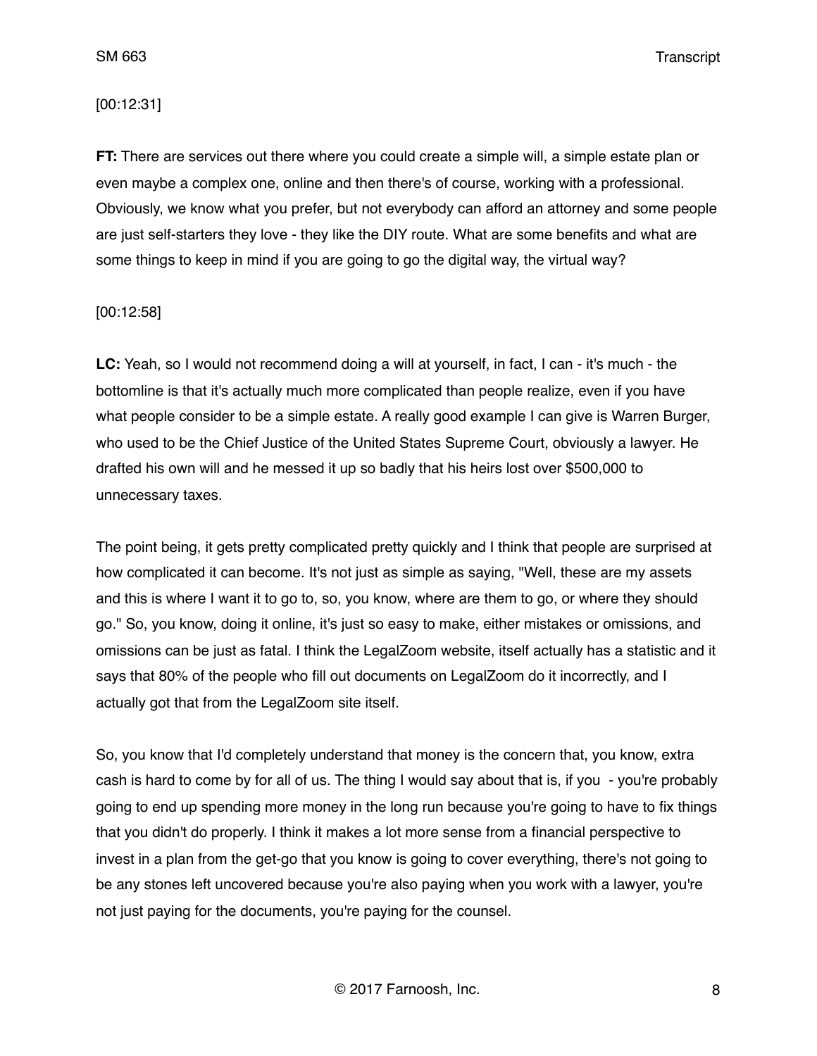[00:12:31]

**FT:** There are services out there where you could create a simple will, a simple estate plan or even maybe a complex one, online and then there's of course, working with a professional. Obviously, we know what you prefer, but not everybody can afford an attorney and some people are just self-starters they love - they like the DIY route. What are some benefits and what are some things to keep in mind if you are going to go the digital way, the virtual way?

[00:12:58]

**LC:** Yeah, so I would not recommend doing a will at yourself, in fact, I can - it's much - the bottomline is that it's actually much more complicated than people realize, even if you have what people consider to be a simple estate. A really good example I can give is Warren Burger, who used to be the Chief Justice of the United States Supreme Court, obviously a lawyer. He drafted his own will and he messed it up so badly that his heirs lost over $500,000 to unnecessary taxes.

The point being, it gets pretty complicated pretty quickly and I think that people are surprised at how complicated it can become. It's not just as simple as saying, "Well, these are my assets and this is where I want it to go to, so, you know, where are them to go, or where they should go." So, you know, doing it online, it's just so easy to make, either mistakes or omissions, and omissions can be just as fatal. I think the LegalZoom website, itself actually has a statistic and it says that 80% of the people who fill out documents on LegalZoom do it incorrectly, and I actually got that from the LegalZoom site itself.

So, you know that I'd completely understand that money is the concern that, you know, extra cash is hard to come by for all of us. The thing I would say about that is, if you - you're probably going to end up spending more money in the long run because you're going to have to fix things that you didn't do properly. I think it makes a lot more sense from a financial perspective to invest in a plan from the get-go that you know is going to cover everything, there's not going to be any stones left uncovered because you're also paying when you work with a lawyer, you're not just paying for the documents, you're paying for the counsel.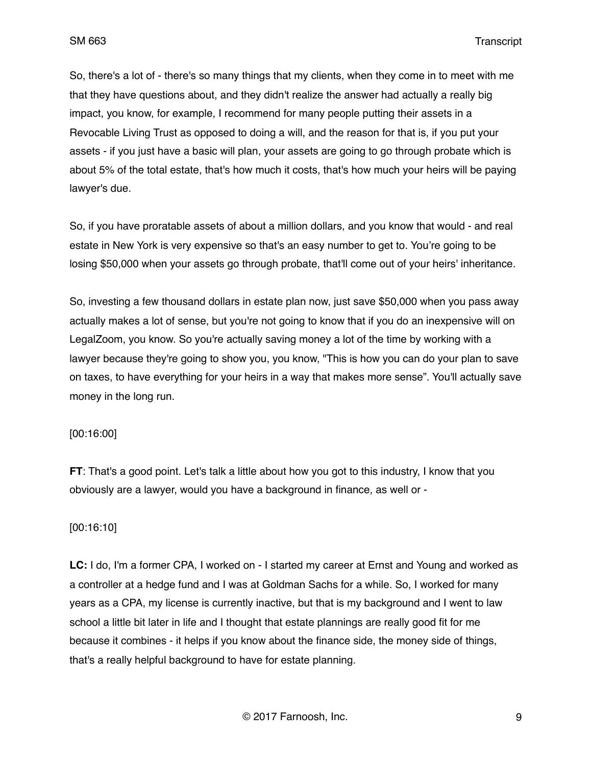So, there's a lot of - there's so many things that my clients, when they come in to meet with me that they have questions about, and they didn't realize the answer had actually a really big impact, you know, for example, I recommend for many people putting their assets in a Revocable Living Trust as opposed to doing a will, and the reason for that is, if you put your assets - if you just have a basic will plan, your assets are going to go through probate which is about 5% of the total estate, that's how much it costs, that's how much your heirs will be paying lawyer's due.

So, if you have proratable assets of about a million dollars, and you know that would - and real estate in New York is very expensive so that's an easy number to get to. You're going to be losing $50,000 when your assets go through probate, that'll come out of your heirs' inheritance.

So, investing a few thousand dollars in estate plan now, just save $50,000 when you pass away actually makes a lot of sense, but you're not going to know that if you do an inexpensive will on LegalZoom, you know. So you're actually saving money a lot of the time by working with a lawyer because they're going to show you, you know, "This is how you can do your plan to save on taxes, to have everything for your heirs in a way that makes more sense". You'll actually save money in the long run.

[00:16:00]

**FT**: That's a good point. Let's talk a little about how you got to this industry, I know that you obviously are a lawyer, would you have a background in finance, as well or -

[00:16:10]

**LC:** I do, I'm a former CPA, I worked on - I started my career at Ernst and Young and worked as a controller at a hedge fund and I was at Goldman Sachs for a while. So, I worked for many years as a CPA, my license is currently inactive, but that is my background and I went to law school a little bit later in life and I thought that estate plannings are really good fit for me because it combines - it helps if you know about the finance side, the money side of things, that's a really helpful background to have for estate planning.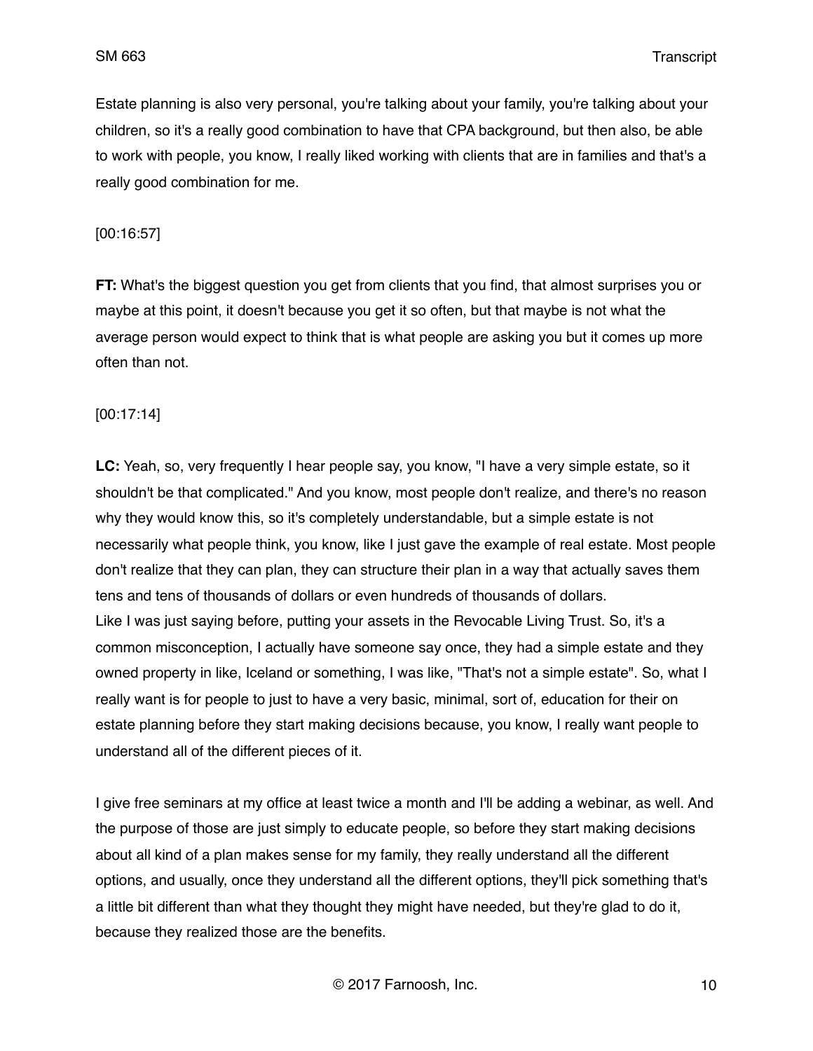Estate planning is also very personal, you're talking about your family, you're talking about your children, so it's a really good combination to have that CPA background, but then also, be able to work with people, you know, I really liked working with clients that are in families and that's a really good combination for me.

[00:16:57]

**FT:** What's the biggest question you get from clients that you find, that almost surprises you or maybe at this point, it doesn't because you get it so often, but that maybe is not what the average person would expect to think that is what people are asking you but it comes up more often than not.

[00:17:14]

**LC:** Yeah, so, very frequently I hear people say, you know, "I have a very simple estate, so it shouldn't be that complicated." And you know, most people don't realize, and there's no reason why they would know this, so it's completely understandable, but a simple estate is not necessarily what people think, you know, like I just gave the example of real estate. Most people don't realize that they can plan, they can structure their plan in a way that actually saves them tens and tens of thousands of dollars or even hundreds of thousands of dollars.
Like I was just saying before, putting your assets in the Revocable Living Trust. So, it's a common misconception, I actually have someone say once, they had a simple estate and they owned property in like, Iceland or something, I was like, "That's not a simple estate". So, what I really want is for people to just to have a very basic, minimal, sort of, education for their on estate planning before they start making decisions because, you know, I really want people to understand all of the different pieces of it.

I give free seminars at my office at least twice a month and I'll be adding a webinar, as well. And the purpose of those are just simply to educate people, so before they start making decisions about all kind of a plan makes sense for my family, they really understand all the different options, and usually, once they understand all the different options, they'll pick something that's a little bit different than what they thought they might have needed, but they're glad to do it, because they realized those are the benefits.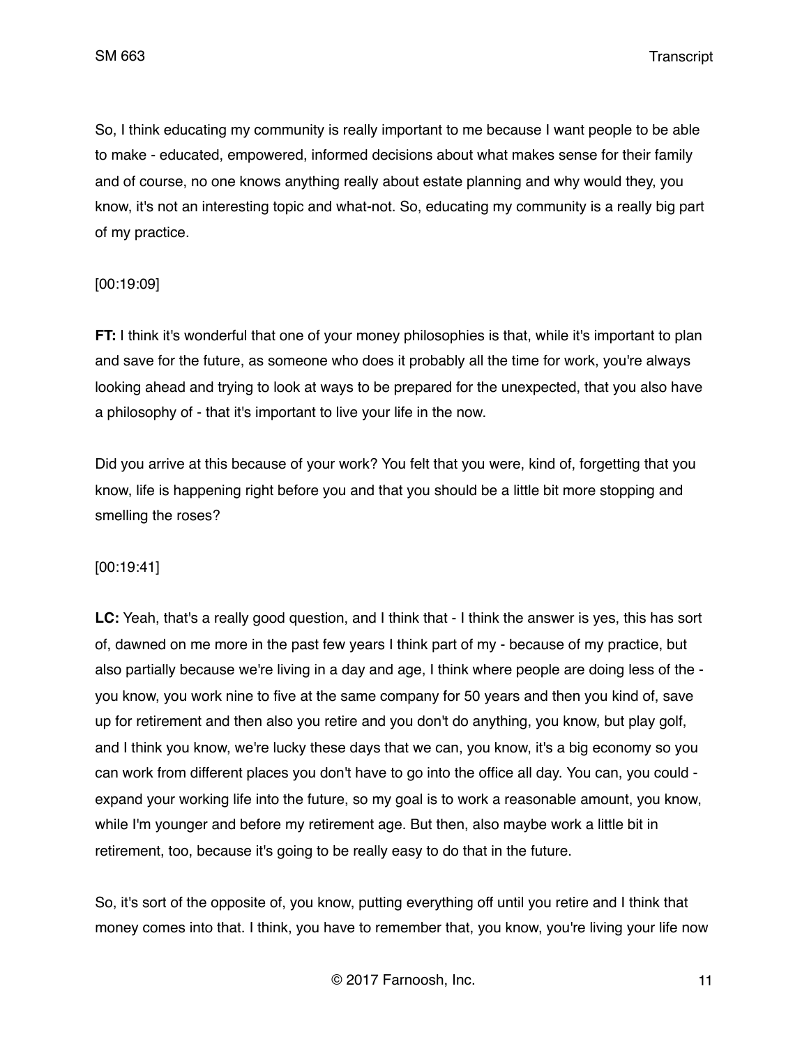So, I think educating my community is really important to me because I want people to be able to make - educated, empowered, informed decisions about what makes sense for their family and of course, no one knows anything really about estate planning and why would they, you know, it's not an interesting topic and what-not. So, educating my community is a really big part of my practice.

[00:19:09]

**FT:** I think it's wonderful that one of your money philosophies is that, while it's important to plan and save for the future, as someone who does it probably all the time for work, you're always looking ahead and trying to look at ways to be prepared for the unexpected, that you also have a philosophy of - that it's important to live your life in the now.

Did you arrive at this because of your work? You felt that you were, kind of, forgetting that you know, life is happening right before you and that you should be a little bit more stopping and smelling the roses?

[00:19:41]

**LC:** Yeah, that's a really good question, and I think that - I think the answer is yes, this has sort of, dawned on me more in the past few years I think part of my - because of my practice, but also partially because we're living in a day and age, I think where people are doing less of the - you know, you work nine to five at the same company for 50 years and then you kind of, save up for retirement and then also you retire and you don't do anything, you know, but play golf, and I think you know, we're lucky these days that we can, you know, it's a big economy so you can work from different places you don't have to go into the office all day. You can, you could - expand your working life into the future, so my goal is to work a reasonable amount, you know, while I'm younger and before my retirement age. But then, also maybe work a little bit in retirement, too, because it's going to be really easy to do that in the future.

So, it's sort of the opposite of, you know, putting everything off until you retire and I think that money comes into that. I think, you have to remember that, you know, you're living your life now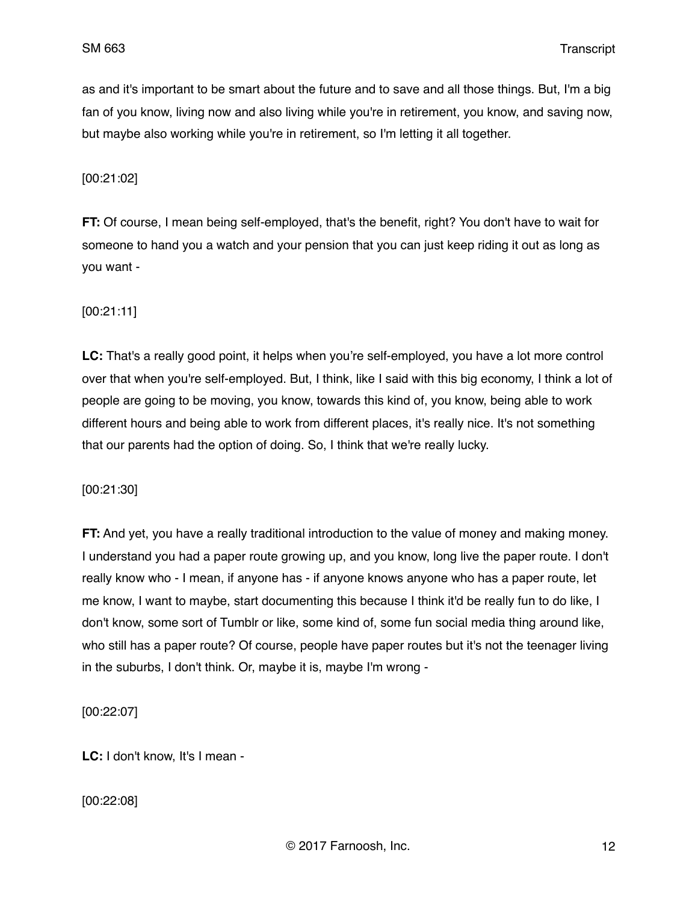as and it's important to be smart about the future and to save and all those things. But, I'm a big fan of you know, living now and also living while you're in retirement, you know, and saving now, but maybe also working while you're in retirement, so I'm letting it all together.

[00:21:02]

**FT:** Of course, I mean being self-employed, that's the benefit, right? You don't have to wait for someone to hand you a watch and your pension that you can just keep riding it out as long as you want -

[00:21:11]

**LC:** That's a really good point, it helps when you're self-employed, you have a lot more control over that when you're self-employed. But, I think, like I said with this big economy, I think a lot of people are going to be moving, you know, towards this kind of, you know, being able to work different hours and being able to work from different places, it's really nice. It's not something that our parents had the option of doing. So, I think that we're really lucky.

[00:21:30]

**FT:** And yet, you have a really traditional introduction to the value of money and making money. I understand you had a paper route growing up, and you know, long live the paper route. I don't really know who - I mean, if anyone has - if anyone knows anyone who has a paper route, let me know, I want to maybe, start documenting this because I think it'd be really fun to do like, I don't know, some sort of Tumblr or like, some kind of, some fun social media thing around like, who still has a paper route? Of course, people have paper routes but it's not the teenager living in the suburbs, I don't think. Or, maybe it is, maybe I'm wrong -

[00:22:07]

**LC:** I don't know, It's I mean -

[00:22:08]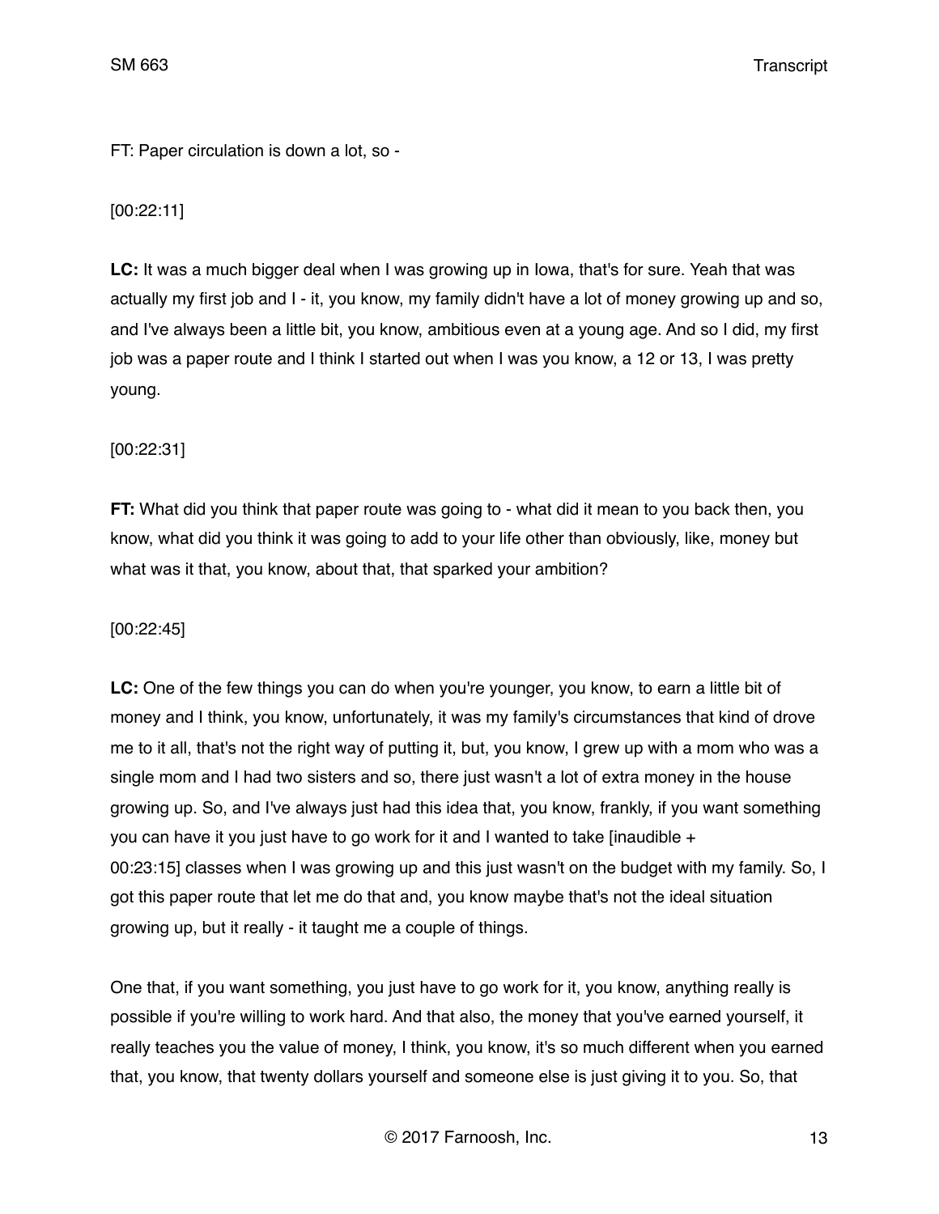FT: Paper circulation is down a lot, so -

[00:22:11]

**LC:** It was a much bigger deal when I was growing up in Iowa, that's for sure. Yeah that was actually my first job and I - it, you know, my family didn't have a lot of money growing up and so, and I've always been a little bit, you know, ambitious even at a young age. And so I did, my first job was a paper route and I think I started out when I was you know, a 12 or 13, I was pretty young.

[00:22:31]

**FT:** What did you think that paper route was going to - what did it mean to you back then, you know, what did you think it was going to add to your life other than obviously, like, money but what was it that, you know, about that, that sparked your ambition?

[00:22:45]

**LC:** One of the few things you can do when you're younger, you know, to earn a little bit of money and I think, you know, unfortunately, it was my family's circumstances that kind of drove me to it all, that's not the right way of putting it, but, you know, I grew up with a mom who was a single mom and I had two sisters and so, there just wasn't a lot of extra money in the house growing up. So, and I've always just had this idea that, you know, frankly, if you want something you can have it you just have to go work for it and I wanted to take [inaudible + 00:23:15] classes when I was growing up and this just wasn't on the budget with my family. So, I got this paper route that let me do that and, you know maybe that's not the ideal situation growing up, but it really - it taught me a couple of things.

One that, if you want something, you just have to go work for it, you know, anything really is possible if you're willing to work hard. And that also, the money that you've earned yourself, it really teaches you the value of money, I think, you know, it's so much different when you earned that, you know, that twenty dollars yourself and someone else is just giving it to you. So, that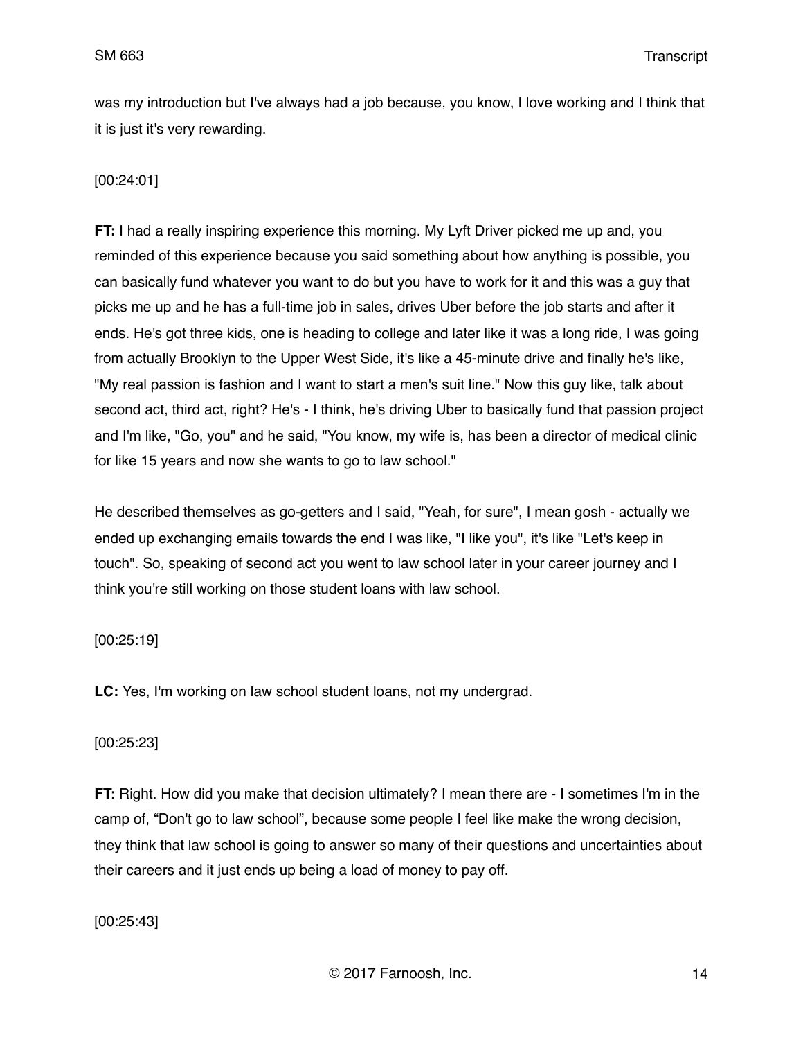was my introduction but I've always had a job because, you know, I love working and I think that it is just it's very rewarding.

[00:24:01]

**FT:** I had a really inspiring experience this morning. My Lyft Driver picked me up and, you reminded of this experience because you said something about how anything is possible, you can basically fund whatever you want to do but you have to work for it and this was a guy that picks me up and he has a full-time job in sales, drives Uber before the job starts and after it ends. He's got three kids, one is heading to college and later like it was a long ride, I was going from actually Brooklyn to the Upper West Side, it's like a 45-minute drive and finally he's like, "My real passion is fashion and I want to start a men's suit line." Now this guy like, talk about second act, third act, right? He's - I think, he's driving Uber to basically fund that passion project and I'm like, "Go, you" and he said, "You know, my wife is, has been a director of medical clinic for like 15 years and now she wants to go to law school."

He described themselves as go-getters and I said, "Yeah, for sure", I mean gosh - actually we ended up exchanging emails towards the end I was like, "I like you", it's like "Let's keep in touch". So, speaking of second act you went to law school later in your career journey and I think you're still working on those student loans with law school.

[00:25:19]

**LC:** Yes, I'm working on law school student loans, not my undergrad.

[00:25:23]

**FT:** Right. How did you make that decision ultimately? I mean there are - I sometimes I'm in the camp of, "Don't go to law school", because some people I feel like make the wrong decision, they think that law school is going to answer so many of their questions and uncertainties about their careers and it just ends up being a load of money to pay off.

[00:25:43]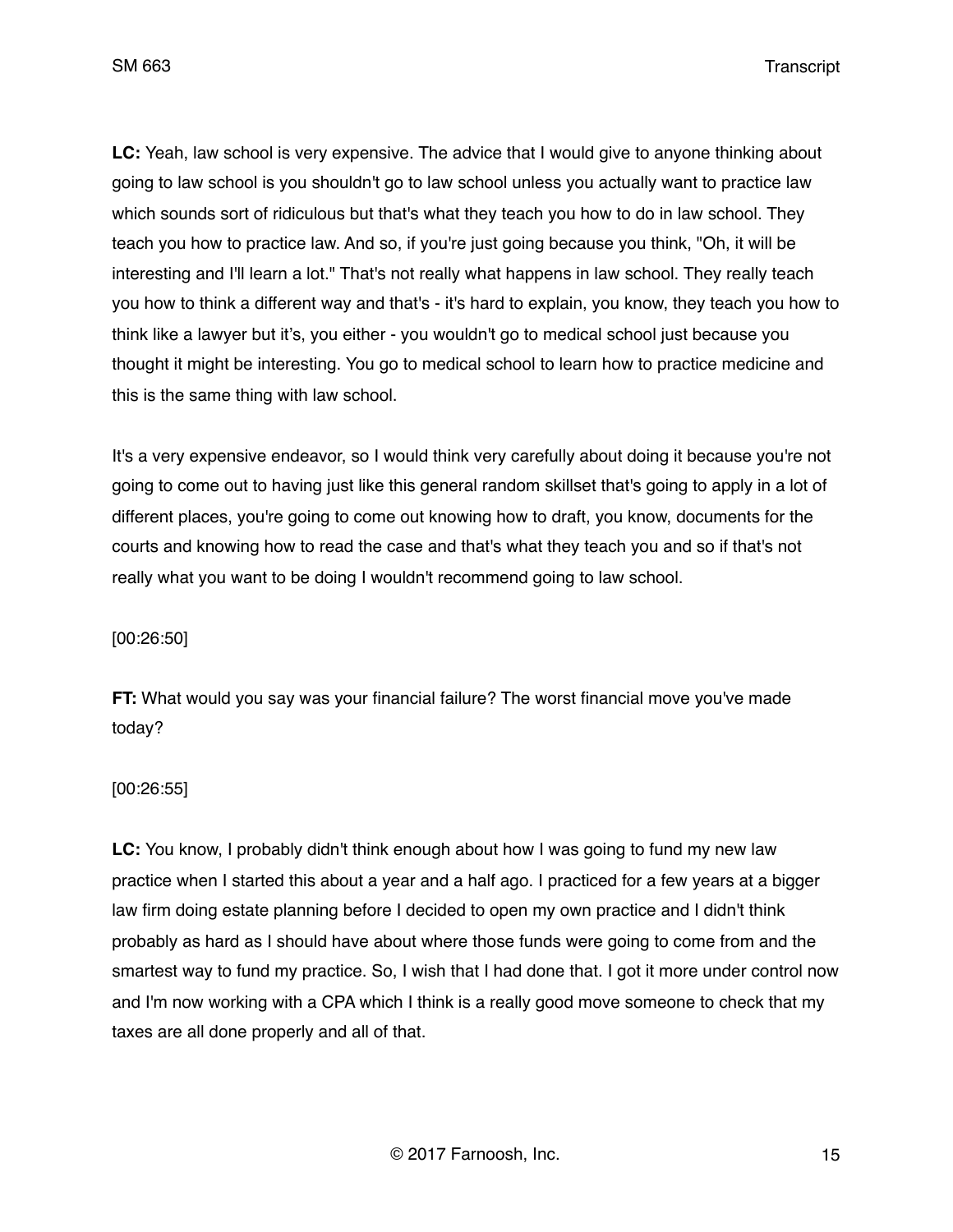**LC:** Yeah, law school is very expensive. The advice that I would give to anyone thinking about going to law school is you shouldn't go to law school unless you actually want to practice law which sounds sort of ridiculous but that's what they teach you how to do in law school. They teach you how to practice law. And so, if you're just going because you think, "Oh, it will be interesting and I'll learn a lot." That's not really what happens in law school. They really teach you how to think a different way and that's - it's hard to explain, you know, they teach you how to think like a lawyer but it's, you either - you wouldn't go to medical school just because you thought it might be interesting. You go to medical school to learn how to practice medicine and this is the same thing with law school.

It's a very expensive endeavor, so I would think very carefully about doing it because you're not going to come out to having just like this general random skillset that's going to apply in a lot of different places, you're going to come out knowing how to draft, you know, documents for the courts and knowing how to read the case and that's what they teach you and so if that's not really what you want to be doing I wouldn't recommend going to law school.

[00:26:50]

**FT:** What would you say was your financial failure? The worst financial move you've made today?

[00:26:55]

**LC:** You know, I probably didn't think enough about how I was going to fund my new law practice when I started this about a year and a half ago. I practiced for a few years at a bigger law firm doing estate planning before I decided to open my own practice and I didn't think probably as hard as I should have about where those funds were going to come from and the smartest way to fund my practice. So, I wish that I had done that. I got it more under control now and I'm now working with a CPA which I think is a really good move someone to check that my taxes are all done properly and all of that.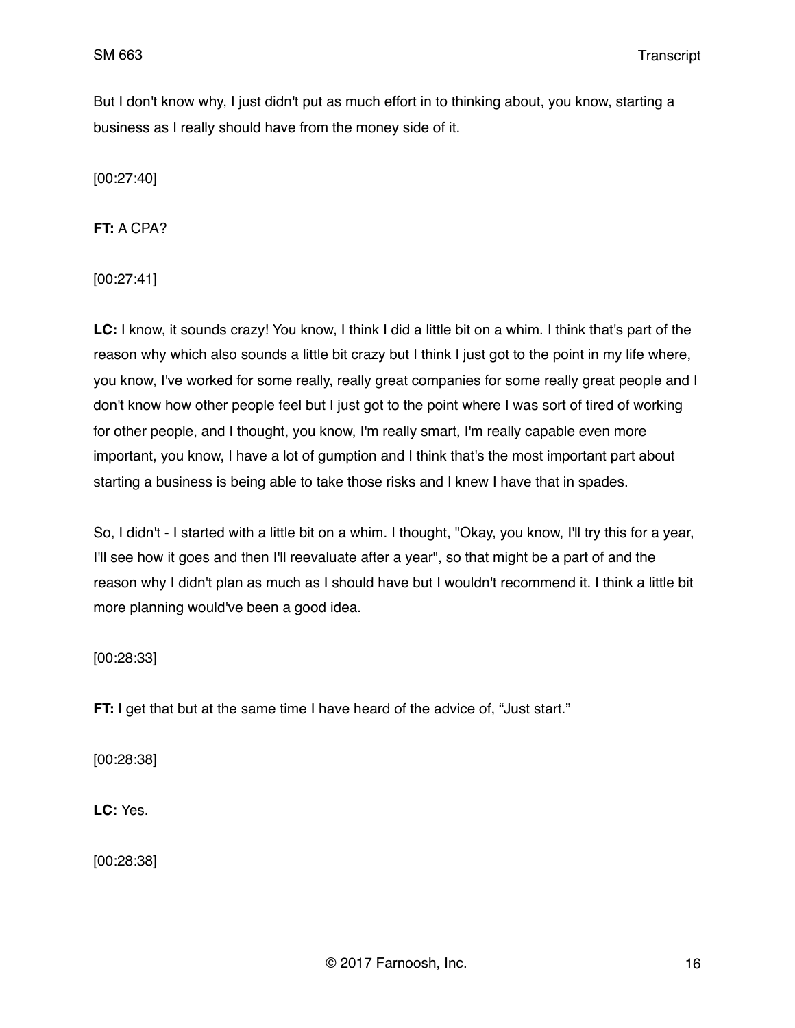But I don't know why, I just didn't put as much effort in to thinking about, you know, starting a business as I really should have from the money side of it.

[00:27:40]

**FT:** A CPA?

[00:27:41]

**LC:** I know, it sounds crazy! You know, I think I did a little bit on a whim. I think that's part of the reason why which also sounds a little bit crazy but I think I just got to the point in my life where, you know, I've worked for some really, really great companies for some really great people and I don't know how other people feel but I just got to the point where I was sort of tired of working for other people, and I thought, you know, I'm really smart, I'm really capable even more important, you know, I have a lot of gumption and I think that's the most important part about starting a business is being able to take those risks and I knew I have that in spades.

So, I didn't - I started with a little bit on a whim. I thought, "Okay, you know, I'll try this for a year, I'll see how it goes and then I'll reevaluate after a year", so that might be a part of and the reason why I didn't plan as much as I should have but I wouldn't recommend it. I think a little bit more planning would've been a good idea.

[00:28:33]

**FT:** I get that but at the same time I have heard of the advice of, "Just start."

[00:28:38]

**LC:** Yes.

[00:28:38]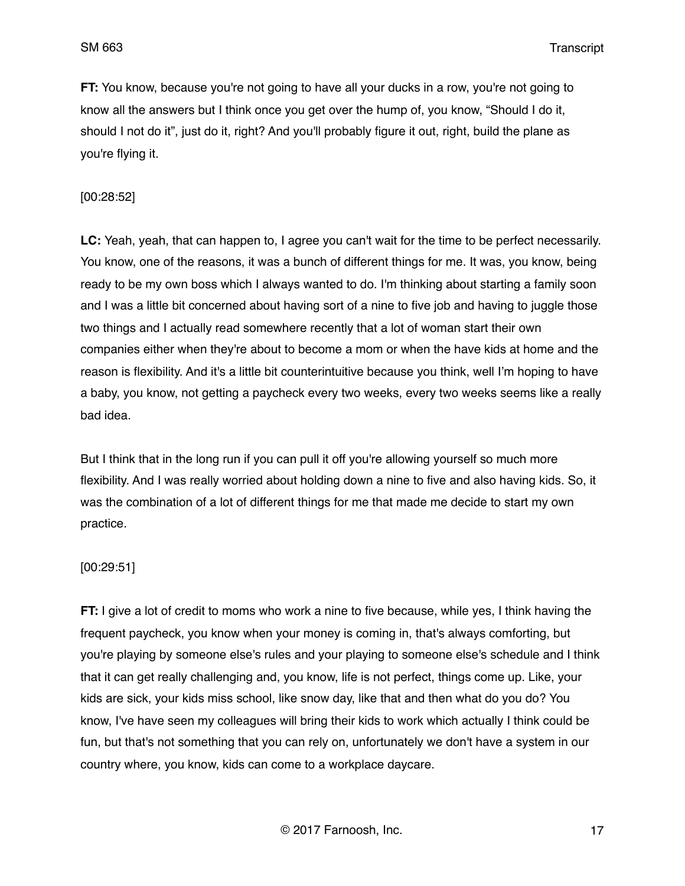**FT:** You know, because you're not going to have all your ducks in a row, you're not going to know all the answers but I think once you get over the hump of, you know, "Should I do it, should I not do it", just do it, right? And you'll probably figure it out, right, build the plane as you're flying it.

[00:28:52]

**LC:** Yeah, yeah, that can happen to, I agree you can't wait for the time to be perfect necessarily. You know, one of the reasons, it was a bunch of different things for me. It was, you know, being ready to be my own boss which I always wanted to do. I'm thinking about starting a family soon and I was a little bit concerned about having sort of a nine to five job and having to juggle those two things and I actually read somewhere recently that a lot of woman start their own companies either when they're about to become a mom or when the have kids at home and the reason is flexibility. And it's a little bit counterintuitive because you think, well I'm hoping to have a baby, you know, not getting a paycheck every two weeks, every two weeks seems like a really bad idea.

But I think that in the long run if you can pull it off you're allowing yourself so much more flexibility. And I was really worried about holding down a nine to five and also having kids. So, it was the combination of a lot of different things for me that made me decide to start my own practice.

[00:29:51]

**FT:** I give a lot of credit to moms who work a nine to five because, while yes, I think having the frequent paycheck, you know when your money is coming in, that's always comforting, but you're playing by someone else's rules and your playing to someone else's schedule and I think that it can get really challenging and, you know, life is not perfect, things come up. Like, your kids are sick, your kids miss school, like snow day, like that and then what do you do? You know, I've have seen my colleagues will bring their kids to work which actually I think could be fun, but that's not something that you can rely on, unfortunately we don't have a system in our country where, you know, kids can come to a workplace daycare.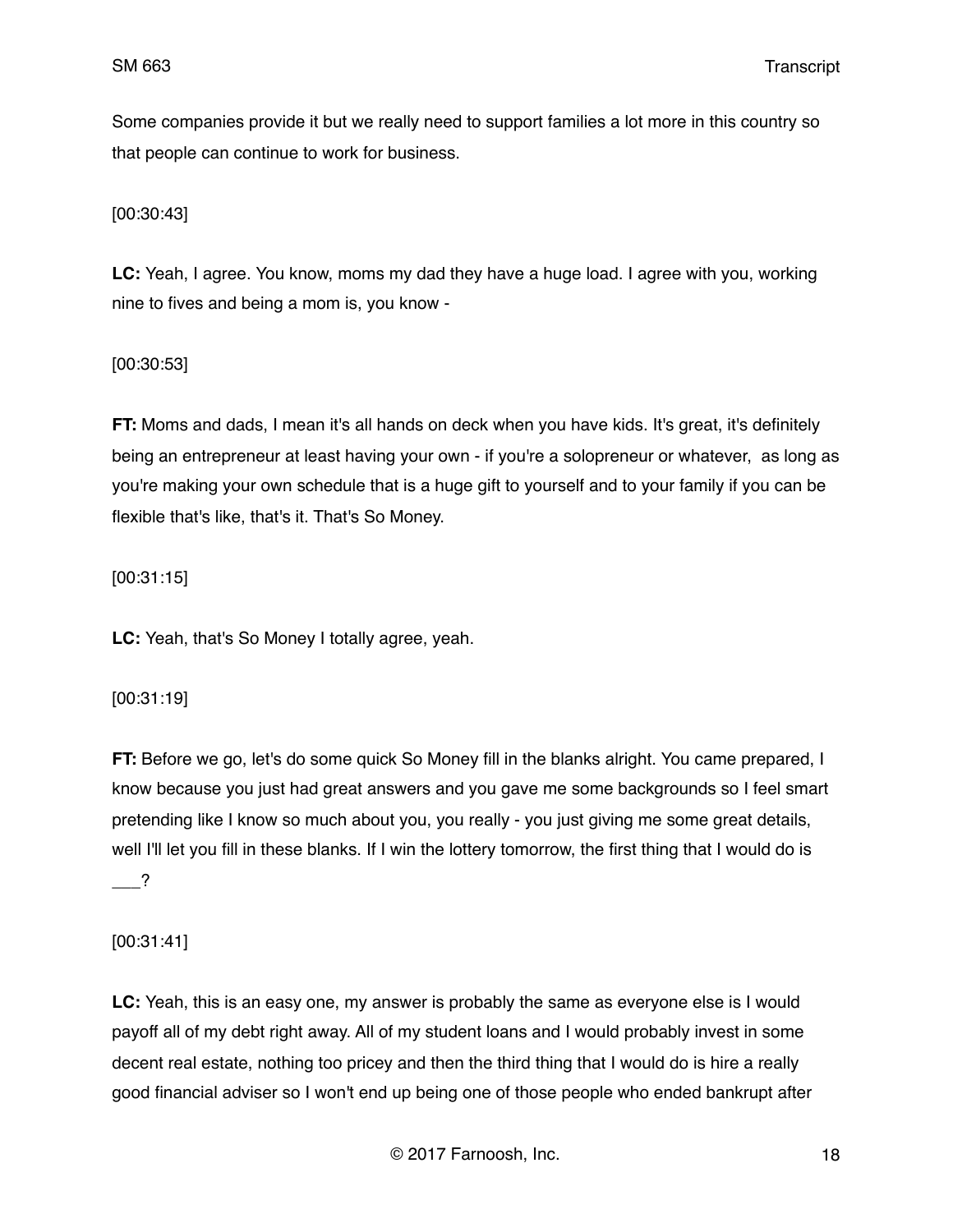Some companies provide it but we really need to support families a lot more in this country so that people can continue to work for business.

[00:30:43]

**LC:** Yeah, I agree. You know, moms my dad they have a huge load. I agree with you, working nine to fives and being a mom is, you know -

[00:30:53]

**FT:** Moms and dads, I mean it's all hands on deck when you have kids. It's great, it's definitely being an entrepreneur at least having your own - if you're a solopreneur or whatever, as long as you're making your own schedule that is a huge gift to yourself and to your family if you can be flexible that's like, that's it. That's So Money.

[00:31:15]

**LC:** Yeah, that's So Money I totally agree, yeah.

[00:31:19]

**FT:** Before we go, let's do some quick So Money fill in the blanks alright. You came prepared, I know because you just had great answers and you gave me some backgrounds so I feel smart pretending like I know so much about you, you really - you just giving me some great details, well I'll let you fill in these blanks. If I win the lottery tomorrow, the first thing that I would do is ___?

[00:31:41]

**LC:** Yeah, this is an easy one, my answer is probably the same as everyone else is I would payoff all of my debt right away. All of my student loans and I would probably invest in some decent real estate, nothing too pricey and then the third thing that I would do is hire a really good financial adviser so I won't end up being one of those people who ended bankrupt after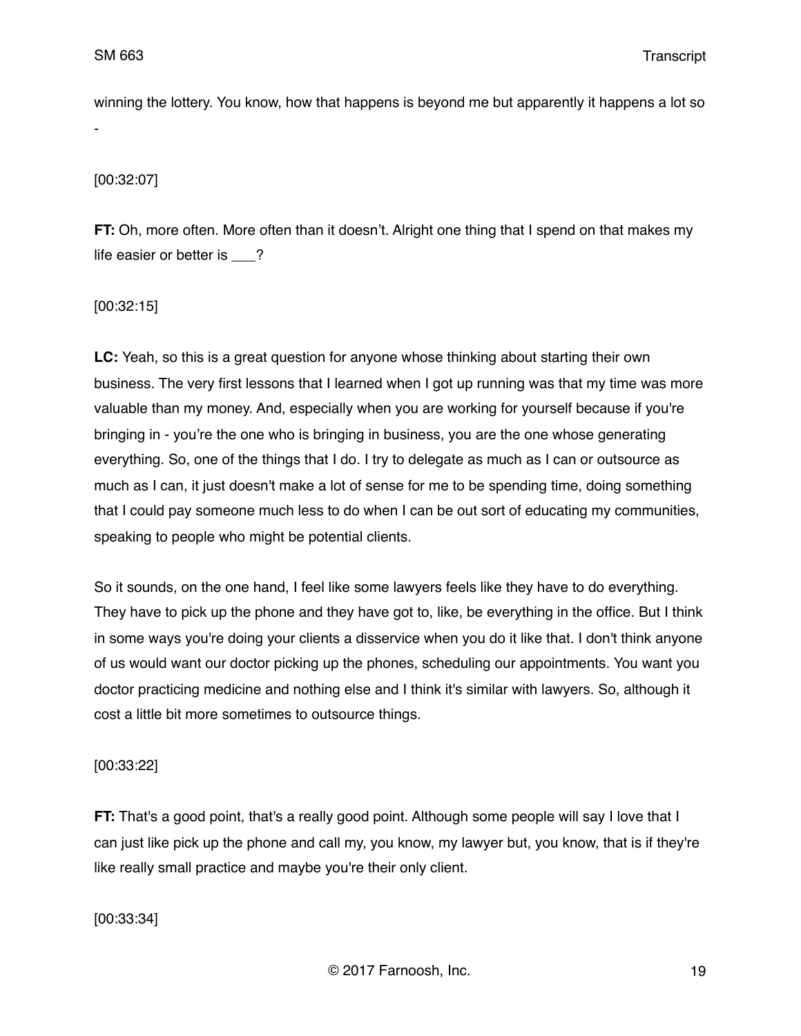winning the lottery. You know, how that happens is beyond me but apparently it happens a lot so -

[00:32:07]

**FT:** Oh, more often. More often than it doesn't. Alright one thing that I spend on that makes my life easier or better is ___?

[00:32:15]

**LC:** Yeah, so this is a great question for anyone whose thinking about starting their own business. The very first lessons that I learned when I got up running was that my time was more valuable than my money. And, especially when you are working for yourself because if you're bringing in - you're the one who is bringing in business, you are the one whose generating everything. So, one of the things that I do. I try to delegate as much as I can or outsource as much as I can, it just doesn't make a lot of sense for me to be spending time, doing something that I could pay someone much less to do when I can be out sort of educating my communities, speaking to people who might be potential clients.

So it sounds, on the one hand, I feel like some lawyers feels like they have to do everything. They have to pick up the phone and they have got to, like, be everything in the office. But I think in some ways you're doing your clients a disservice when you do it like that. I don't think anyone of us would want our doctor picking up the phones, scheduling our appointments. You want you doctor practicing medicine and nothing else and I think it's similar with lawyers. So, although it cost a little bit more sometimes to outsource things.

[00:33:22]

**FT:** That's a good point, that's a really good point. Although some people will say I love that I can just like pick up the phone and call my, you know, my lawyer but, you know, that is if they're like really small practice and maybe you're their only client.

[00:33:34]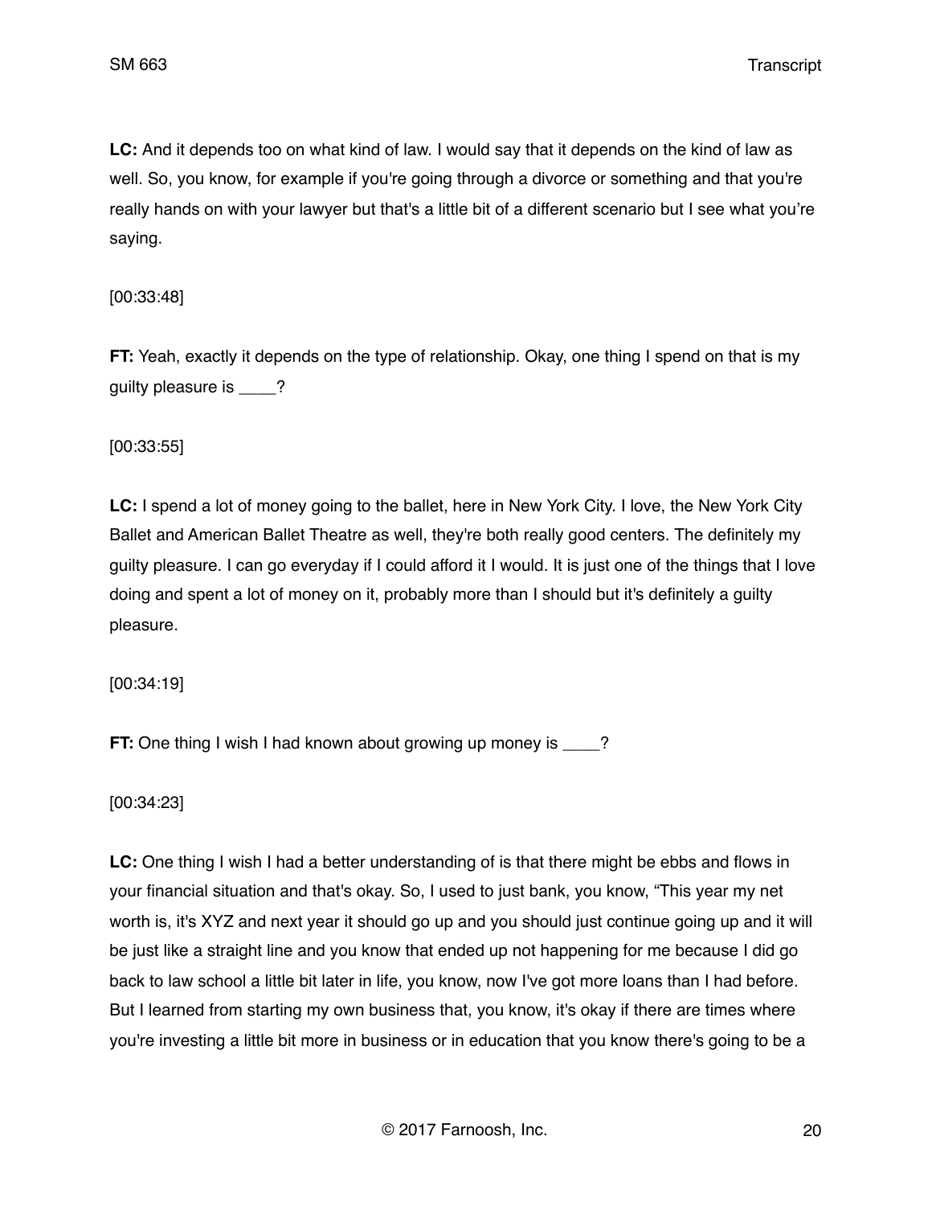**LC:** And it depends too on what kind of law. I would say that it depends on the kind of law as well. So, you know, for example if you're going through a divorce or something and that you're really hands on with your lawyer but that's a little bit of a different scenario but I see what you're saying.

[00:33:48]

**FT:** Yeah, exactly it depends on the type of relationship. Okay, one thing I spend on that is my guilty pleasure is ____?

[00:33:55]

**LC:** I spend a lot of money going to the ballet, here in New York City. I love, the New York City Ballet and American Ballet Theatre as well, they're both really good centers. The definitely my guilty pleasure. I can go everyday if I could afford it I would. It is just one of the things that I love doing and spent a lot of money on it, probably more than I should but it's definitely a guilty pleasure.

[00:34:19]

**FT:** One thing I wish I had known about growing up money is ____?

[00:34:23]

**LC:** One thing I wish I had a better understanding of is that there might be ebbs and flows in your financial situation and that's okay. So, I used to just bank, you know, "This year my net worth is, it's XYZ and next year it should go up and you should just continue going up and it will be just like a straight line and you know that ended up not happening for me because I did go back to law school a little bit later in life, you know, now I've got more loans than I had before. But I learned from starting my own business that, you know, it's okay if there are times where you're investing a little bit more in business or in education that you know there's going to be a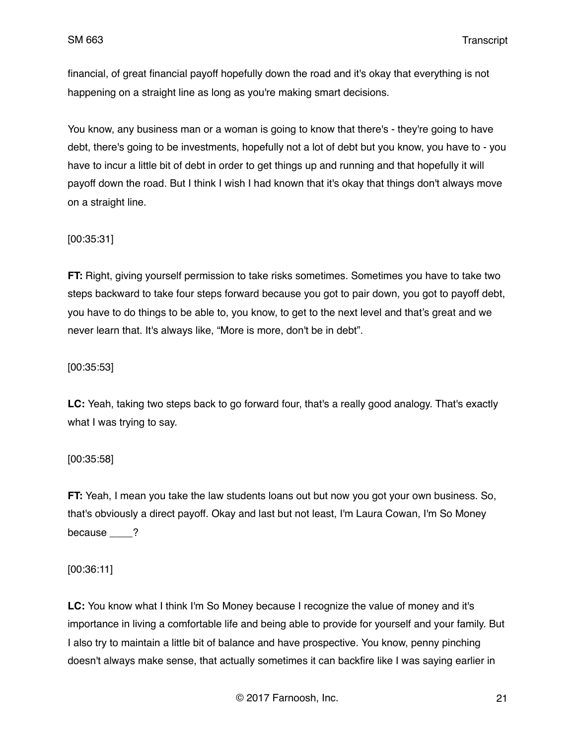financial, of great financial payoff hopefully down the road and it's okay that everything is not happening on a straight line as long as you're making smart decisions.

You know, any business man or a woman is going to know that there's - they're going to have debt, there's going to be investments, hopefully not a lot of debt but you know, you have to - you have to incur a little bit of debt in order to get things up and running and that hopefully it will payoff down the road. But I think I wish I had known that it's okay that things don't always move on a straight line.

[00:35:31]

**FT:** Right, giving yourself permission to take risks sometimes. Sometimes you have to take two steps backward to take four steps forward because you got to pair down, you got to payoff debt, you have to do things to be able to, you know, to get to the next level and that's great and we never learn that. It's always like, "More is more, don't be in debt".

[00:35:53]

**LC:** Yeah, taking two steps back to go forward four, that's a really good analogy. That's exactly what I was trying to say.

[00:35:58]

**FT:** Yeah, I mean you take the law students loans out but now you got your own business. So, that's obviously a direct payoff. Okay and last but not least, I'm Laura Cowan, I'm So Money because ____?

[00:36:11]

**LC:** You know what I think I'm So Money because I recognize the value of money and it's importance in living a comfortable life and being able to provide for yourself and your family. But I also try to maintain a little bit of balance and have prospective. You know, penny pinching doesn't always make sense, that actually sometimes it can backfire like I was saying earlier in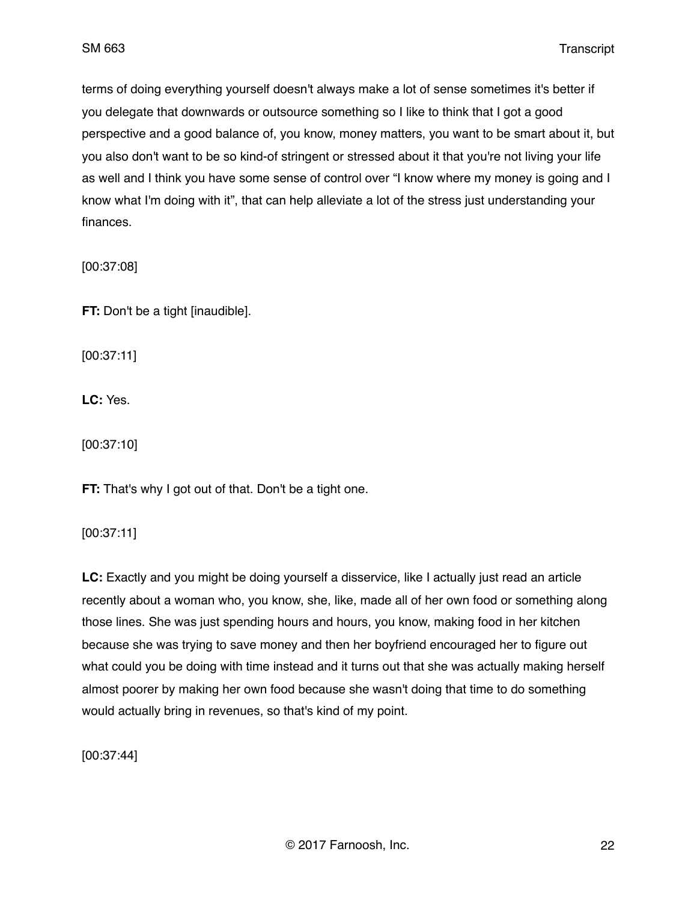terms of doing everything yourself doesn't always make a lot of sense sometimes it's better if you delegate that downwards or outsource something so I like to think that I got a good perspective and a good balance of, you know, money matters, you want to be smart about it, but you also don't want to be so kind-of stringent or stressed about it that you're not living your life as well and I think you have some sense of control over “I know where my money is going and I know what I'm doing with it”, that can help alleviate a lot of the stress just understanding your finances.

[00:37:08]

**FT:** Don't be a tight [inaudible].

[00:37:11]

**LC:** Yes.

[00:37:10]

**FT:** That's why I got out of that. Don't be a tight one.

[00:37:11]

**LC:** Exactly and you might be doing yourself a disservice, like I actually just read an article recently about a woman who, you know, she, like, made all of her own food or something along those lines. She was just spending hours and hours, you know, making food in her kitchen because she was trying to save money and then her boyfriend encouraged her to figure out what could you be doing with time instead and it turns out that she was actually making herself almost poorer by making her own food because she wasn't doing that time to do something would actually bring in revenues, so that's kind of my point.

[00:37:44]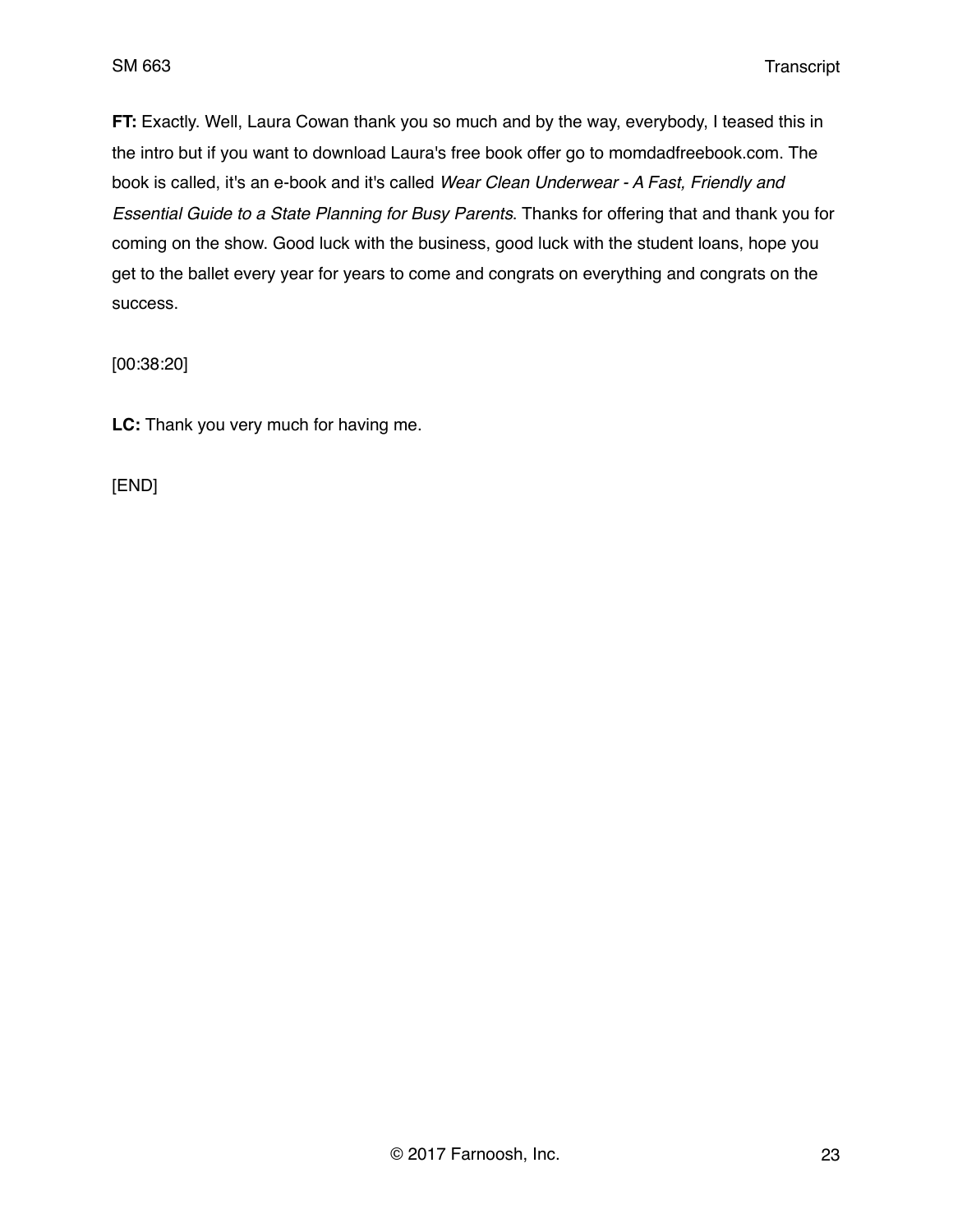**FT:** Exactly. Well, Laura Cowan thank you so much and by the way, everybody, I teased this in the intro but if you want to download Laura's free book offer go to momdadfreebook.com. The book is called, it's an e-book and it's called *Wear Clean Underwear - A Fast, Friendly and Essential Guide to a State Planning for Busy Parents*. Thanks for offering that and thank you for coming on the show. Good luck with the business, good luck with the student loans, hope you get to the ballet every year for years to come and congrats on everything and congrats on the success.

[00:38:20]

**LC:** Thank you very much for having me.

[END]

© 2017 Farnoosh, Inc.